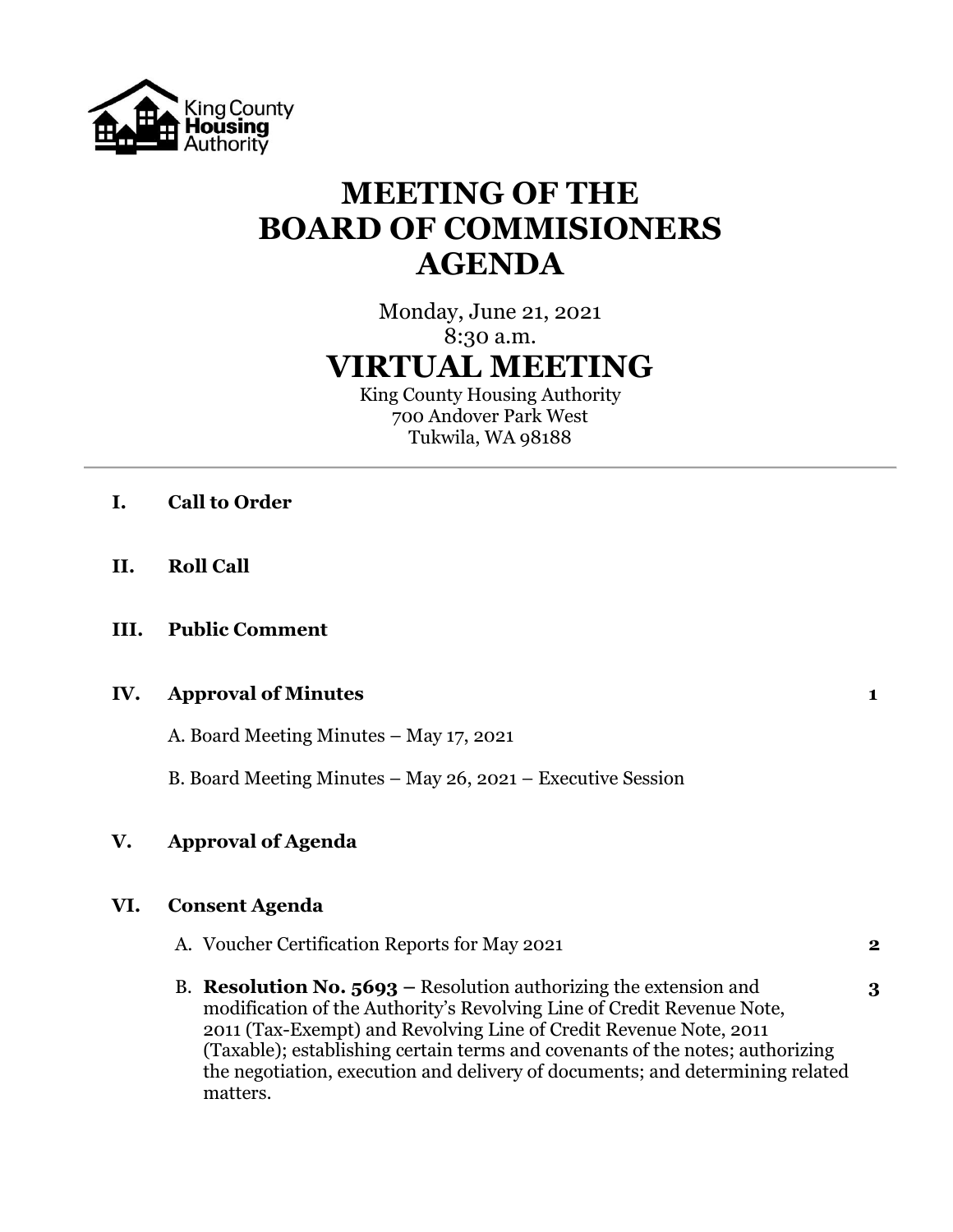# MEETING OF THE BOARD OF COMMISIONERS AGENDA

Monday, June 21, 2021
8:30 a.m.

## VIRTUAL MEETING

King County Housing Authority
700 Andover Park West
Tukwila, WA 98188

---

**I. Call to Order**

**II. Roll Call**

**III. Public Comment**

**IV. Approval of Minutes** — **1**

A. Board Meeting Minutes – May 17, 2021

B. Board Meeting Minutes – May 26, 2021 – Executive Session

**V. Approval of Agenda**

**VI. Consent Agenda**

A. Voucher Certification Reports for May 2021 — **2**

B. **Resolution No. 5693 –** Resolution authorizing the extension and modification of the Authority's Revolving Line of Credit Revenue Note, 2011 (Tax-Exempt) and Revolving Line of Credit Revenue Note, 2011 (Taxable); establishing certain terms and covenants of the notes; authorizing the negotiation, execution and delivery of documents; and determining related matters. — **3**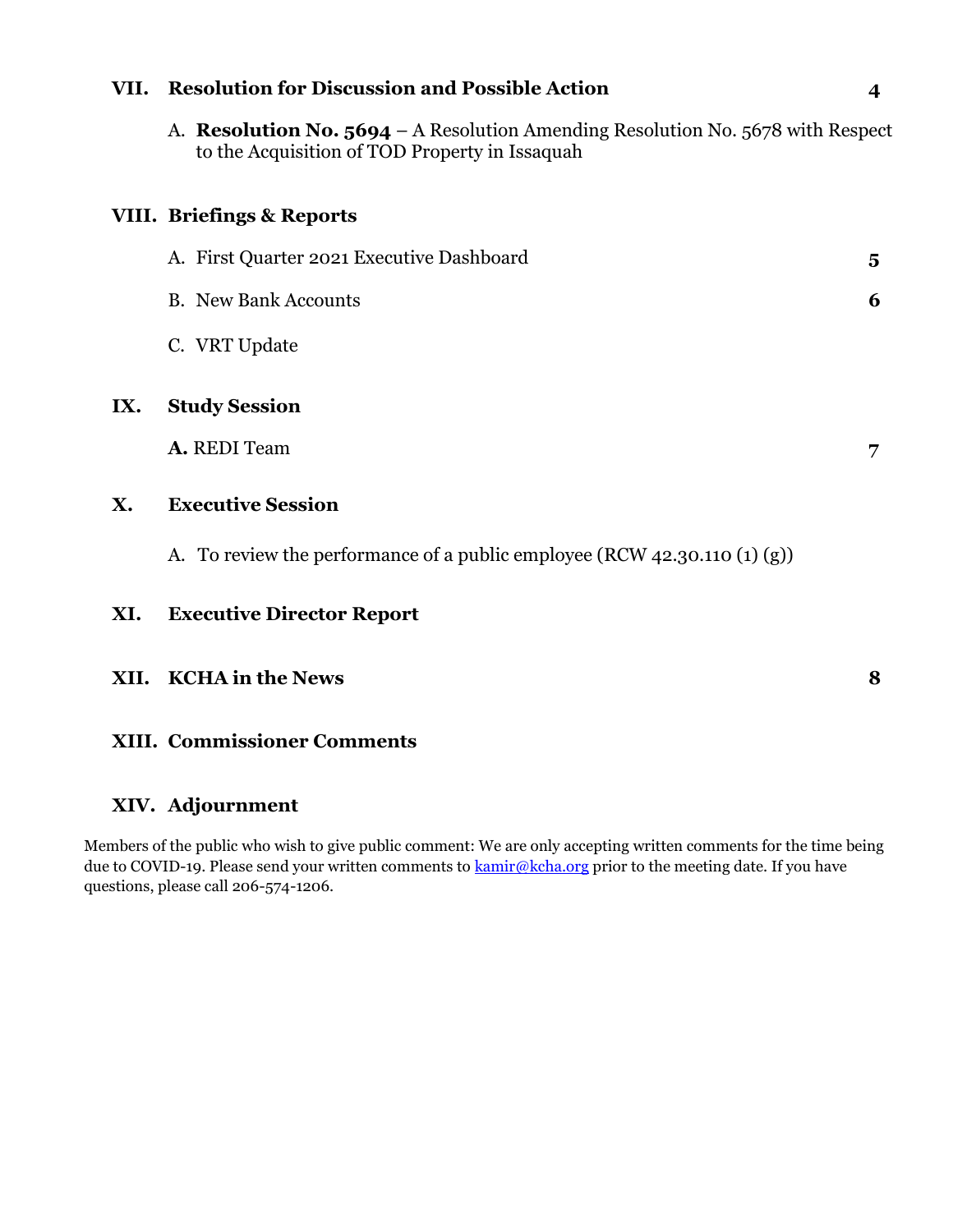## VII. Resolution for Discussion and Possible Action **4**

A. **Resolution No. 5694** – A Resolution Amending Resolution No. 5678 with Respect to the Acquisition of TOD Property in Issaquah

## VIII. Briefings & Reports

A. First Quarter 2021 Executive Dashboard **5**

B. New Bank Accounts **6**

C. VRT Update

## IX. Study Session

**A.** REDI Team **7**

## X. Executive Session

A. To review the performance of a public employee (RCW 42.30.110 (1) (g))

## XI. Executive Director Report

## XII. KCHA in the News **8**

## XIII. Commissioner Comments

## XIV. Adjournment

Members of the public who wish to give public comment: We are only accepting written comments for the time being due to COVID-19. Please send your written comments to kamir@kcha.org prior to the meeting date. If you have questions, please call 206-574-1206.